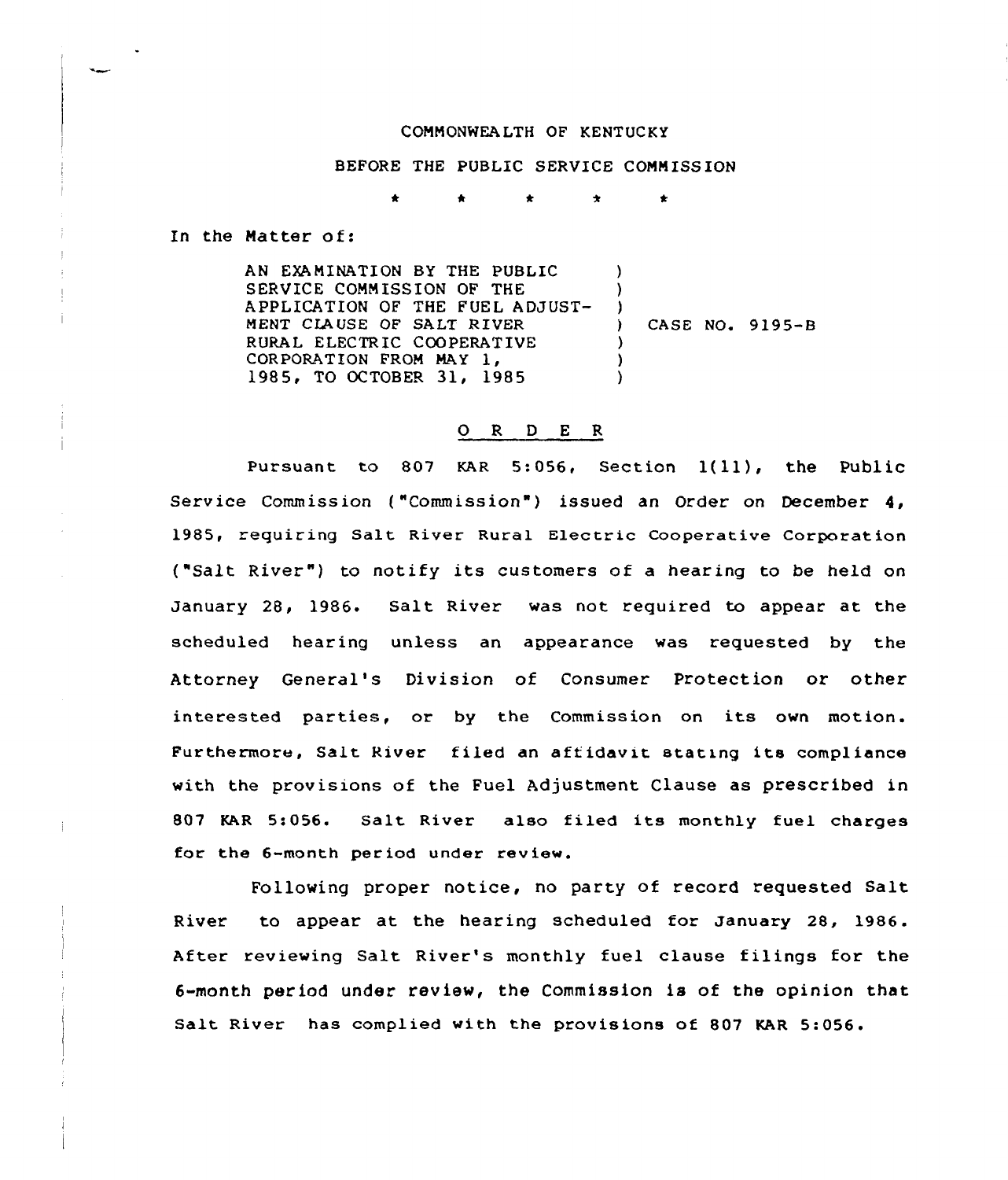COMMONWEALTH OF KENTUCKY

BEFORE THE PUBLIC SERVICE COMMISSION

\* \* \* \* \*

In the Matter of:

| | |
|---|---|
| AN EXAMINATION BY THE PUBLIC SERVICE COMMISSION OF THE APPLICATION OF THE FUEL ADJUSTMENT CLAUSE OF SALT RIVER RURAL ELECTRIC COOPERATIVE CORPORATION FROM MAY 1, 1985, TO OCTOBER 31, 1985 | CASE NO. 9195-B |

## O R D E R

Pursuant to 807 KAR 5:056, Section 1(11), the Public Service Commission ("Commission") issued an Order on December 4, 1985, requiring Salt River Rural Electric Cooperative Corporation ("Salt River") to notify its customers of a hearing to be held on January 28, 1986. Salt River was not required to appear at the scheduled hearing unless an appearance was requested by the Attorney General's Division of Consumer Protection or other interested parties, or by the Commission on its own motion. Furthermore, Salt River filed an affidavit stating its compliance with the provisions of the Fuel Adjustment Clause as prescribed in 807 KAR 5:056. Salt River also filed its monthly fuel charges for the 6-month period under review.

Following proper notice, no party of record requested Salt River to appear at the hearing scheduled for January 28, 1986. After reviewing Salt River's monthly fuel clause filings for the 6-month period under review, the Commission is of the opinion that Salt River has complied with the provisions of 807 KAR 5:056.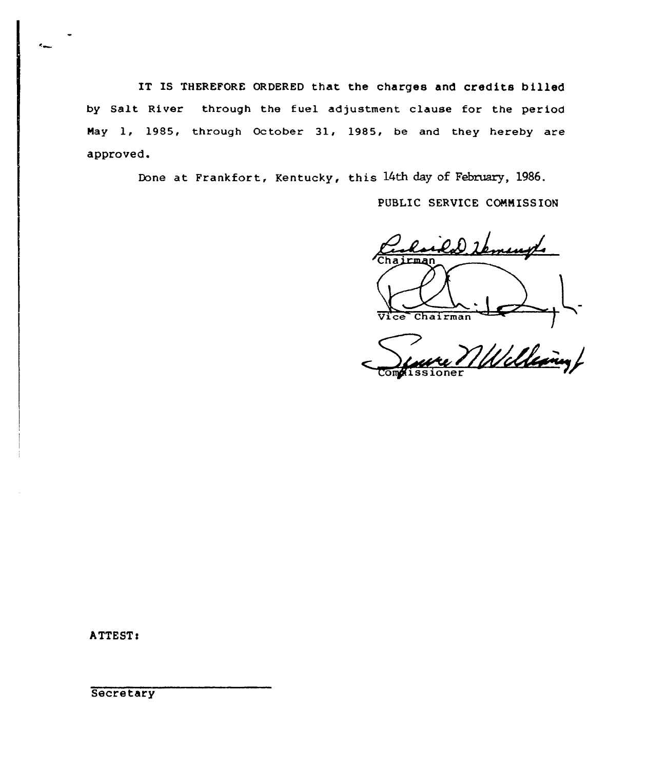IT IS THEREFORE ORDERED that the charges and credits billed by Salt River through the fuel adjustment clause for the period May 1, 1985, through October 31, 1985, be and they hereby are approved.

Done at Frankfort, Kentucky, this 14th day of February, 1986.

PUBLIC SERVICE COMMISSION

Chairman

Vice Chairman

Commissioner

ATTEST:

Secretary